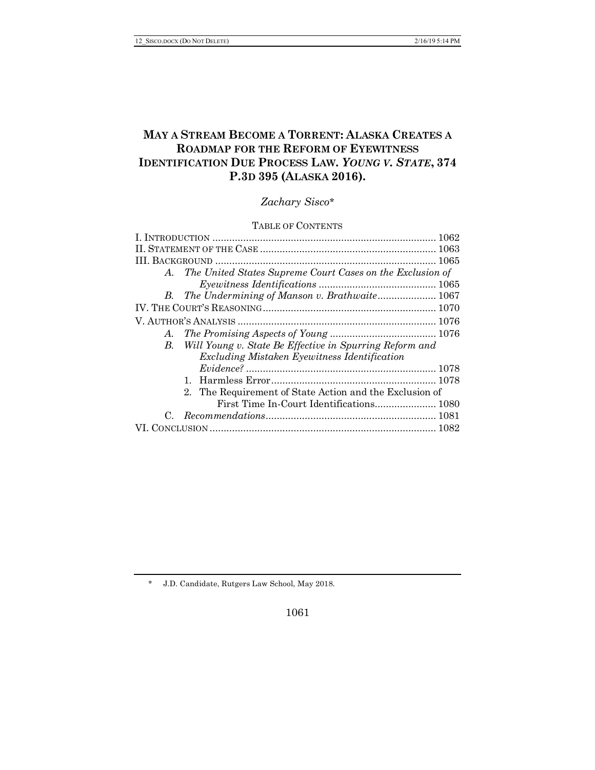# MAY A STREAM BECOME A TORRENT: ALASKA CREATES A ROADMAP FOR THE REFORM OF EYEWITNESS IDENTIFICATION DUE PROCESS LAW. *YOUNG V. STATE*, 374 P.3D 395 (ALASKA 2016).

*Zachary Sisco**

TABLE OF CONTENTS

I. INTRODUCTION ... 1062
II. STATEMENT OF THE CASE ... 1063
III. BACKGROUND ... 1065
  A. *The United States Supreme Court Cases on the Exclusion of Eyewitness Identifications* ... 1065
  B. *The Undermining of Manson v. Brathwaite* ... 1067
IV. THE COURT'S REASONING ... 1070
V. AUTHOR'S ANALYSIS ... 1076
  A. *The Promising Aspects of Young* ... 1076
  B. *Will Young v. State Be Effective in Spurring Reform and Excluding Mistaken Eyewitness Identification Evidence?* ... 1078
    1. Harmless Error ... 1078
    2. The Requirement of State Action and the Exclusion of First Time In-Court Identifications ... 1080
  C. *Recommendations* ... 1081
VI. CONCLUSION ... 1082

\* J.D. Candidate, Rutgers Law School, May 2018.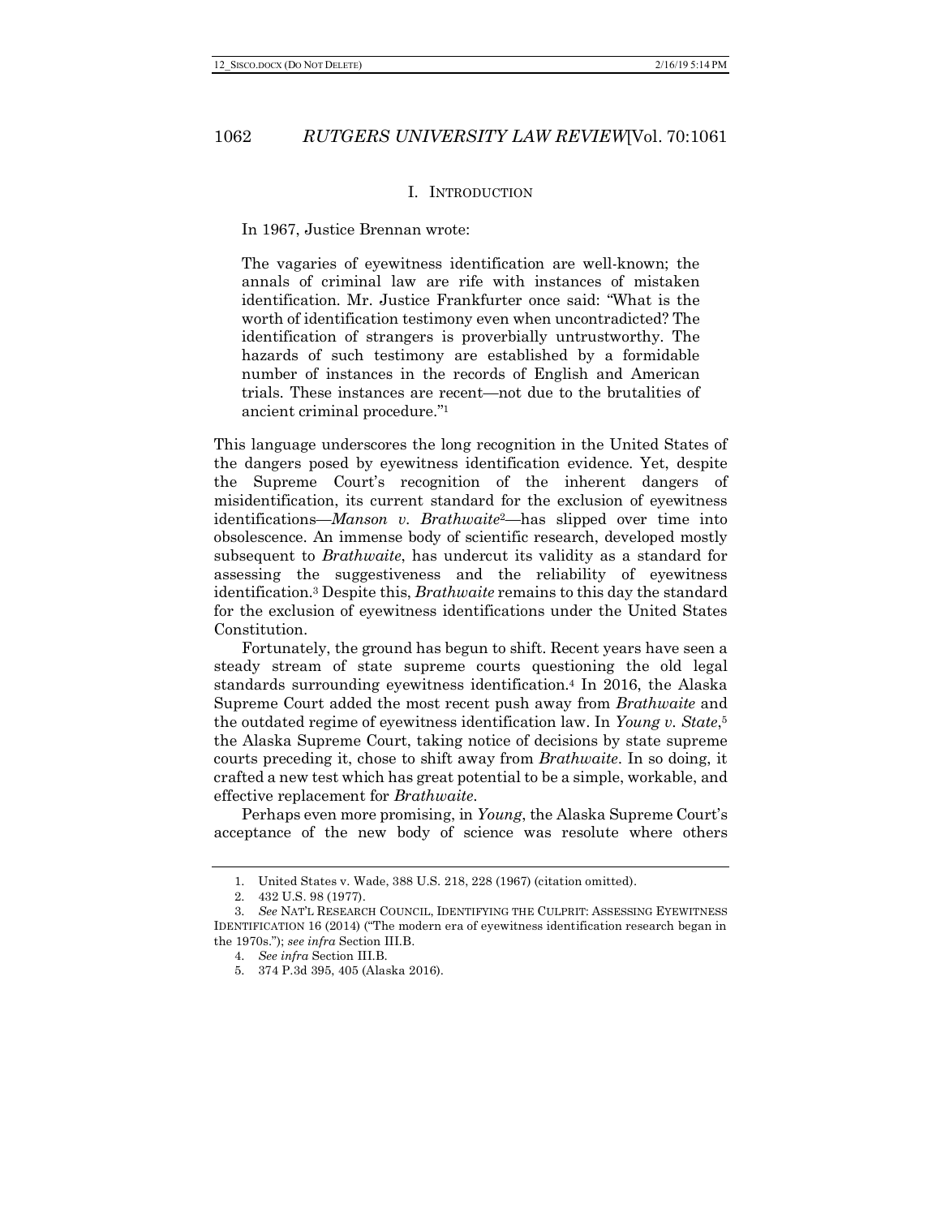## I. Introduction

In 1967, Justice Brennan wrote:

> The vagaries of eyewitness identification are well-known; the annals of criminal law are rife with instances of mistaken identification. Mr. Justice Frankfurter once said: "What is the worth of identification testimony even when uncontradicted? The identification of strangers is proverbially untrustworthy. The hazards of such testimony are established by a formidable number of instances in the records of English and American trials. These instances are recent—not due to the brutalities of ancient criminal procedure."[1]

This language underscores the long recognition in the United States of the dangers posed by eyewitness identification evidence. Yet, despite the Supreme Court's recognition of the inherent dangers of misidentification, its current standard for the exclusion of eyewitness identifications—*Manson v. Brathwaite*[2]—has slipped over time into obsolescence. An immense body of scientific research, developed mostly subsequent to *Brathwaite*, has undercut its validity as a standard for assessing the suggestiveness and the reliability of eyewitness identification.[3] Despite this, *Brathwaite* remains to this day the standard for the exclusion of eyewitness identifications under the United States Constitution.

Fortunately, the ground has begun to shift. Recent years have seen a steady stream of state supreme courts questioning the old legal standards surrounding eyewitness identification.[4] In 2016, the Alaska Supreme Court added the most recent push away from *Brathwaite* and the outdated regime of eyewitness identification law. In *Young v. State*,[5] the Alaska Supreme Court, taking notice of decisions by state supreme courts preceding it, chose to shift away from *Brathwaite*. In so doing, it crafted a new test which has great potential to be a simple, workable, and effective replacement for *Brathwaite*.

Perhaps even more promising, in *Young*, the Alaska Supreme Court's acceptance of the new body of science was resolute where others

---

1. United States v. Wade, 388 U.S. 218, 228 (1967) (citation omitted).
2. 432 U.S. 98 (1977).
3. *See* Nat'l Research Council, Identifying the Culprit: Assessing Eyewitness Identification 16 (2014) ("The modern era of eyewitness identification research began in the 1970s."); *see infra* Section III.B.
4. *See infra* Section III.B.
5. 374 P.3d 395, 405 (Alaska 2016).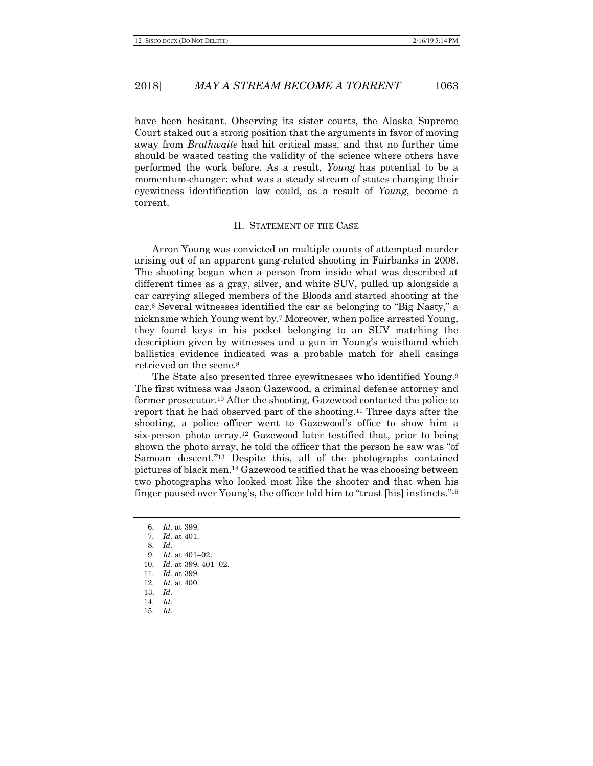have been hesitant. Observing its sister courts, the Alaska Supreme Court staked out a strong position that the arguments in favor of moving away from *Brathwaite* had hit critical mass, and that no further time should be wasted testing the validity of the science where others have performed the work before. As a result, *Young* has potential to be a momentum-changer: what was a steady stream of states changing their eyewitness identification law could, as a result of *Young*, become a torrent.

## II. STATEMENT OF THE CASE

Arron Young was convicted on multiple counts of attempted murder arising out of an apparent gang-related shooting in Fairbanks in 2008. The shooting began when a person from inside what was described at different times as a gray, silver, and white SUV, pulled up alongside a car carrying alleged members of the Bloods and started shooting at the car.[6] Several witnesses identified the car as belonging to "Big Nasty," a nickname which Young went by.[7] Moreover, when police arrested Young, they found keys in his pocket belonging to an SUV matching the description given by witnesses and a gun in Young's waistband which ballistics evidence indicated was a probable match for shell casings retrieved on the scene.[8]

The State also presented three eyewitnesses who identified Young.[9] The first witness was Jason Gazewood, a criminal defense attorney and former prosecutor.[10] After the shooting, Gazewood contacted the police to report that he had observed part of the shooting.[11] Three days after the shooting, a police officer went to Gazewood's office to show him a six-person photo array.[12] Gazewood later testified that, prior to being shown the photo array, he told the officer that the person he saw was "of Samoan descent."[13] Despite this, all of the photographs contained pictures of black men.[14] Gazewood testified that he was choosing between two photographs who looked most like the shooter and that when his finger paused over Young's, the officer told him to "trust [his] instincts."[15]

---

6. *Id.* at 399.
7. *Id.* at 401.
8. *Id.*
9. *Id.* at 401–02.
10. *Id.* at 399, 401–02.
11. *Id.* at 399.
12. *Id.* at 400.
13. *Id.*
14. *Id.*
15. *Id.*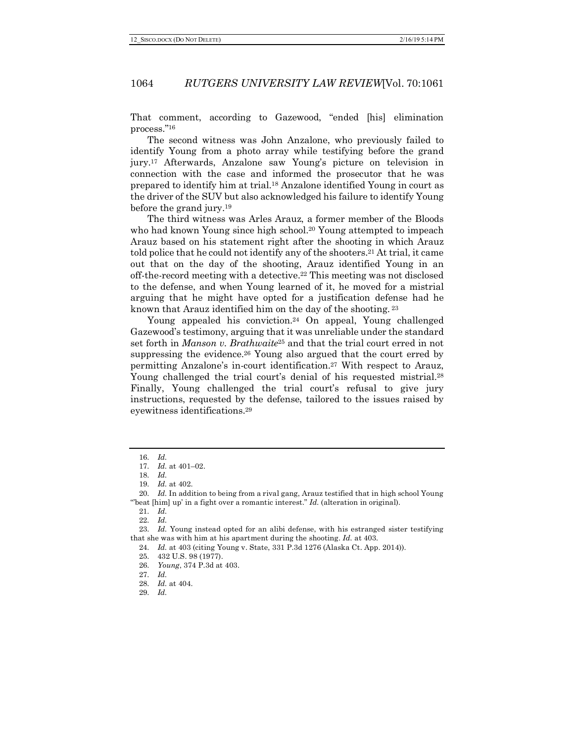That comment, according to Gazewood, "ended [his] elimination process."[16]

The second witness was John Anzalone, who previously failed to identify Young from a photo array while testifying before the grand jury.[17] Afterwards, Anzalone saw Young's picture on television in connection with the case and informed the prosecutor that he was prepared to identify him at trial.[18] Anzalone identified Young in court as the driver of the SUV but also acknowledged his failure to identify Young before the grand jury.[19]

The third witness was Arles Arauz, a former member of the Bloods who had known Young since high school.[20] Young attempted to impeach Arauz based on his statement right after the shooting in which Arauz told police that he could not identify any of the shooters.[21] At trial, it came out that on the day of the shooting, Arauz identified Young in an off-the-record meeting with a detective.[22] This meeting was not disclosed to the defense, and when Young learned of it, he moved for a mistrial arguing that he might have opted for a justification defense had he known that Arauz identified him on the day of the shooting.[23]

Young appealed his conviction.[24] On appeal, Young challenged Gazewood's testimony, arguing that it was unreliable under the standard set forth in *Manson v. Brathwaite*[25] and that the trial court erred in not suppressing the evidence.[26] Young also argued that the court erred by permitting Anzalone's in-court identification.[27] With respect to Arauz, Young challenged the trial court's denial of his requested mistrial.[28] Finally, Young challenged the trial court's refusal to give jury instructions, requested by the defense, tailored to the issues raised by eyewitness identifications.[29]

---

16. *Id.*
17. *Id.* at 401–02.
18. *Id.*
19. *Id.* at 402.
20. *Id.* In addition to being from a rival gang, Arauz testified that in high school Young "'beat [him] up' in a fight over a romantic interest." *Id.* (alteration in original).
21. *Id.*
22. *Id.*
23. *Id.* Young instead opted for an alibi defense, with his estranged sister testifying that she was with him at his apartment during the shooting. *Id.* at 403.
24. *Id.* at 403 (citing Young v. State, 331 P.3d 1276 (Alaska Ct. App. 2014)).
25. 432 U.S. 98 (1977).
26. *Young*, 374 P.3d at 403.
27. *Id.*
28. *Id.* at 404.
29. *Id.*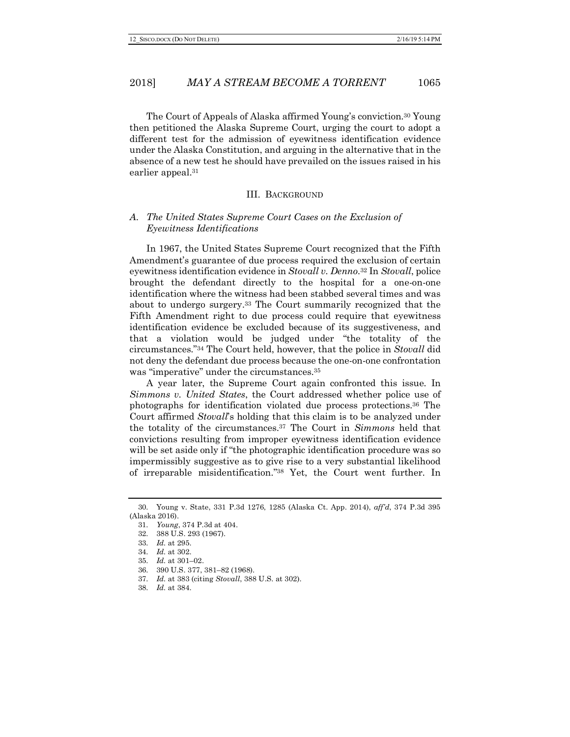The Court of Appeals of Alaska affirmed Young's conviction.[30] Young then petitioned the Alaska Supreme Court, urging the court to adopt a different test for the admission of eyewitness identification evidence under the Alaska Constitution, and arguing in the alternative that in the absence of a new test he should have prevailed on the issues raised in his earlier appeal.[31]

## III. BACKGROUND

### *A. The United States Supreme Court Cases on the Exclusion of Eyewitness Identifications*

In 1967, the United States Supreme Court recognized that the Fifth Amendment's guarantee of due process required the exclusion of certain eyewitness identification evidence in *Stovall v. Denno*.[32] In *Stovall*, police brought the defendant directly to the hospital for a one-on-one identification where the witness had been stabbed several times and was about to undergo surgery.[33] The Court summarily recognized that the Fifth Amendment right to due process could require that eyewitness identification evidence be excluded because of its suggestiveness, and that a violation would be judged under "the totality of the circumstances."[34] The Court held, however, that the police in *Stovall* did not deny the defendant due process because the one-on-one confrontation was "imperative" under the circumstances.[35]

A year later, the Supreme Court again confronted this issue. In *Simmons v. United States*, the Court addressed whether police use of photographs for identification violated due process protections.[36] The Court affirmed *Stovall*'s holding that this claim is to be analyzed under the totality of the circumstances.[37] The Court in *Simmons* held that convictions resulting from improper eyewitness identification evidence will be set aside only if "the photographic identification procedure was so impermissibly suggestive as to give rise to a very substantial likelihood of irreparable misidentification."[38] Yet, the Court went further. In

---

30. Young v. State, 331 P.3d 1276, 1285 (Alaska Ct. App. 2014), *aff'd*, 374 P.3d 395 (Alaska 2016).

31. *Young*, 374 P.3d at 404.

32. 388 U.S. 293 (1967).

33. *Id.* at 295.

34. *Id.* at 302.

35. *Id.* at 301–02.

36. 390 U.S. 377, 381–82 (1968).

37. *Id.* at 383 (citing *Stovall*, 388 U.S. at 302).

38. *Id.* at 384.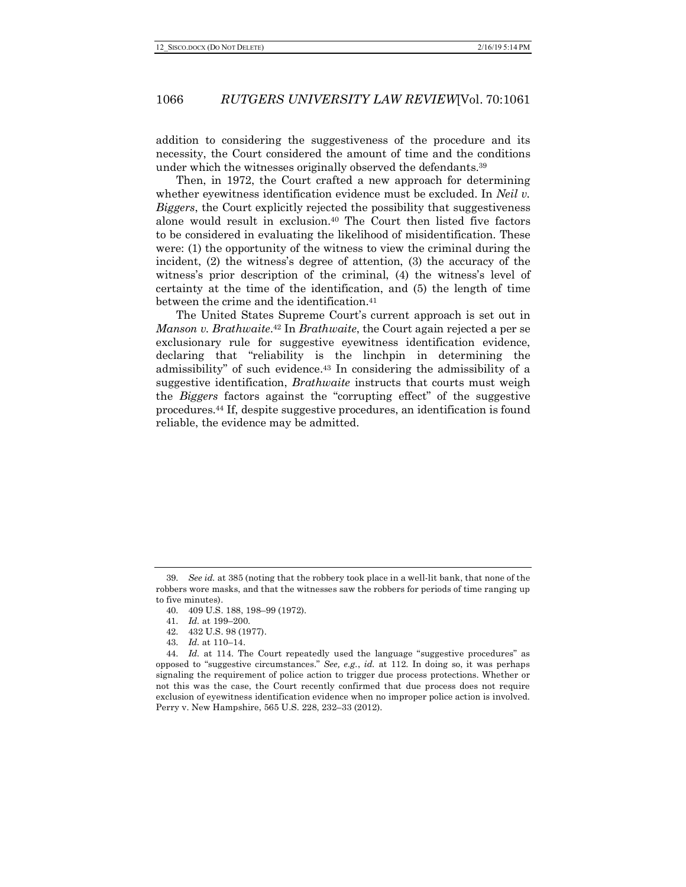addition to considering the suggestiveness of the procedure and its necessity, the Court considered the amount of time and the conditions under which the witnesses originally observed the defendants.[39]

Then, in 1972, the Court crafted a new approach for determining whether eyewitness identification evidence must be excluded. In *Neil v. Biggers*, the Court explicitly rejected the possibility that suggestiveness alone would result in exclusion.[40] The Court then listed five factors to be considered in evaluating the likelihood of misidentification. These were: (1) the opportunity of the witness to view the criminal during the incident, (2) the witness's degree of attention, (3) the accuracy of the witness's prior description of the criminal, (4) the witness's level of certainty at the time of the identification, and (5) the length of time between the crime and the identification.[41]

The United States Supreme Court's current approach is set out in *Manson v. Brathwaite*.[42] In *Brathwaite*, the Court again rejected a per se exclusionary rule for suggestive eyewitness identification evidence, declaring that "reliability is the linchpin in determining the admissibility" of such evidence.[43] In considering the admissibility of a suggestive identification, *Brathwaite* instructs that courts must weigh the *Biggers* factors against the "corrupting effect" of the suggestive procedures.[44] If, despite suggestive procedures, an identification is found reliable, the evidence may be admitted.

---

39. *See id.* at 385 (noting that the robbery took place in a well-lit bank, that none of the robbers wore masks, and that the witnesses saw the robbers for periods of time ranging up to five minutes).

40. 409 U.S. 188, 198–99 (1972).

41. *Id.* at 199–200.

42. 432 U.S. 98 (1977).

43. *Id.* at 110–14.

44. *Id.* at 114. The Court repeatedly used the language "suggestive procedures" as opposed to "suggestive circumstances." *See, e.g.*, *id.* at 112. In doing so, it was perhaps signaling the requirement of police action to trigger due process protections. Whether or not this was the case, the Court recently confirmed that due process does not require exclusion of eyewitness identification evidence when no improper police action is involved. Perry v. New Hampshire, 565 U.S. 228, 232–33 (2012).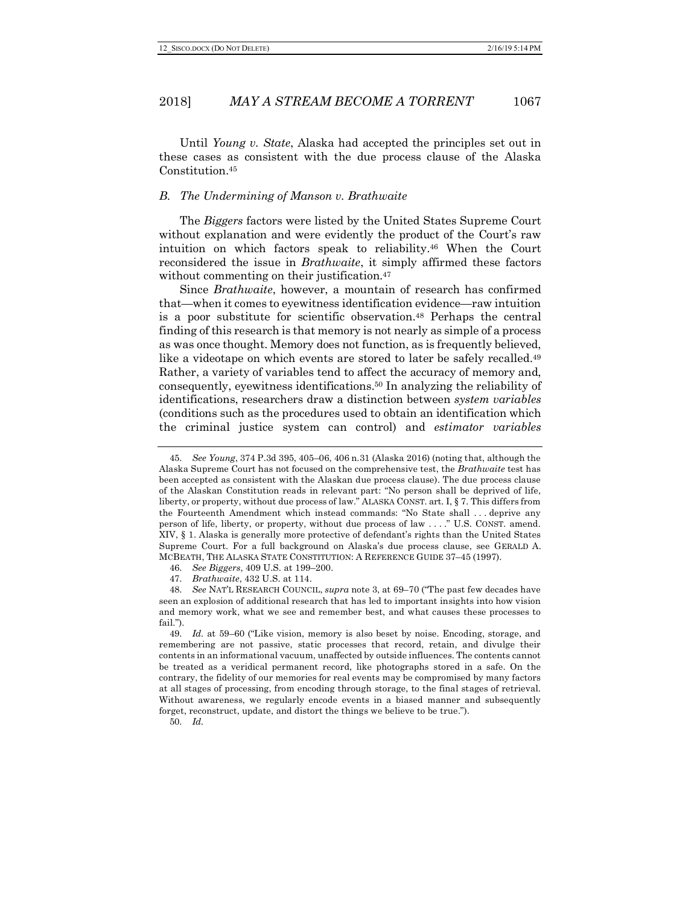Until *Young v. State*, Alaska had accepted the principles set out in these cases as consistent with the due process clause of the Alaska Constitution.[45]

### *B. The Undermining of Manson v. Brathwaite*

The *Biggers* factors were listed by the United States Supreme Court without explanation and were evidently the product of the Court's raw intuition on which factors speak to reliability.[46] When the Court reconsidered the issue in *Brathwaite*, it simply affirmed these factors without commenting on their justification.[47]

Since *Brathwaite*, however, a mountain of research has confirmed that—when it comes to eyewitness identification evidence—raw intuition is a poor substitute for scientific observation.[48] Perhaps the central finding of this research is that memory is not nearly as simple of a process as was once thought. Memory does not function, as is frequently believed, like a videotape on which events are stored to later be safely recalled.[49] Rather, a variety of variables tend to affect the accuracy of memory and, consequently, eyewitness identifications.[50] In analyzing the reliability of identifications, researchers draw a distinction between *system variables* (conditions such as the procedures used to obtain an identification which the criminal justice system can control) and *estimator variables*

---

45. *See Young*, 374 P.3d 395, 405–06, 406 n.31 (Alaska 2016) (noting that, although the Alaska Supreme Court has not focused on the comprehensive test, the *Brathwaite* test has been accepted as consistent with the Alaskan due process clause). The due process clause of the Alaskan Constitution reads in relevant part: "No person shall be deprived of life, liberty, or property, without due process of law." ALASKA CONST. art. I, § 7. This differs from the Fourteenth Amendment which instead commands: "No State shall . . . deprive any person of life, liberty, or property, without due process of law . . . ." U.S. CONST. amend. XIV, § 1. Alaska is generally more protective of defendant's rights than the United States Supreme Court. For a full background on Alaska's due process clause, see GERALD A. MCBEATH, THE ALASKA STATE CONSTITUTION: A REFERENCE GUIDE 37–45 (1997).

46. *See Biggers*, 409 U.S. at 199–200.

47. *Brathwaite*, 432 U.S. at 114.

48. *See* NAT'L RESEARCH COUNCIL, *supra* note 3, at 69–70 ("The past few decades have seen an explosion of additional research that has led to important insights into how vision and memory work, what we see and remember best, and what causes these processes to fail.").

49. *Id.* at 59–60 ("Like vision, memory is also beset by noise. Encoding, storage, and remembering are not passive, static processes that record, retain, and divulge their contents in an informational vacuum, unaffected by outside influences. The contents cannot be treated as a veridical permanent record, like photographs stored in a safe. On the contrary, the fidelity of our memories for real events may be compromised by many factors at all stages of processing, from encoding through storage, to the final stages of retrieval. Without awareness, we regularly encode events in a biased manner and subsequently forget, reconstruct, update, and distort the things we believe to be true.").

50. *Id.*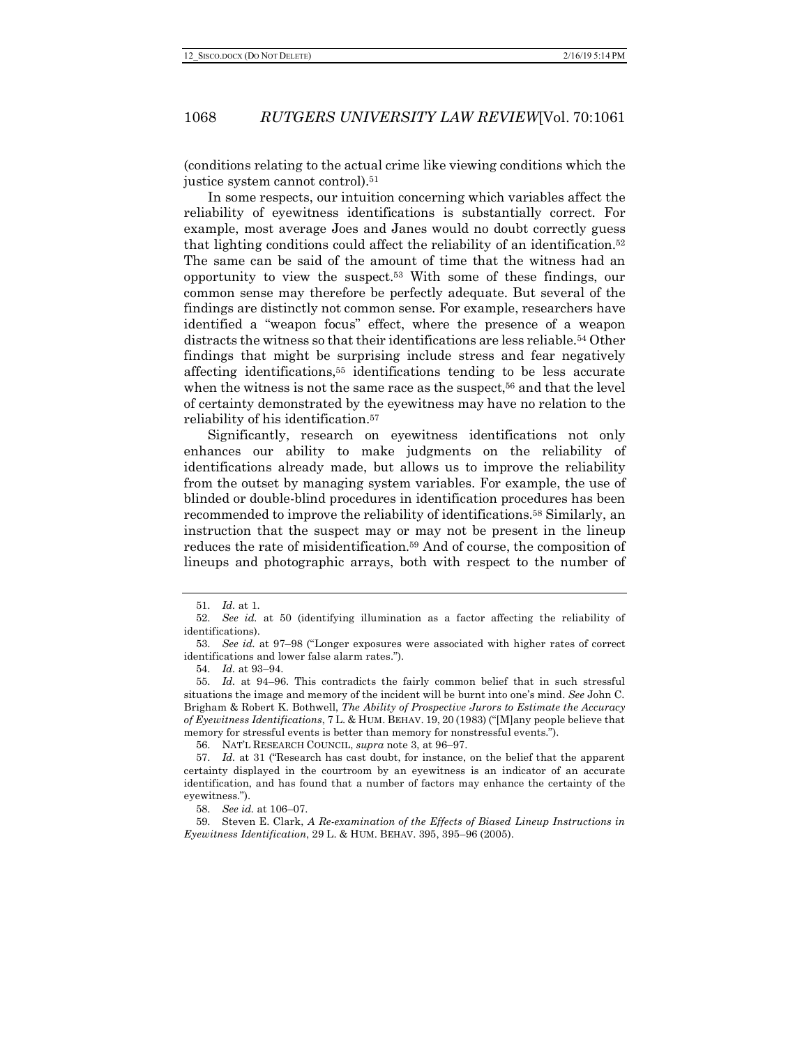(conditions relating to the actual crime like viewing conditions which the justice system cannot control).[51]

In some respects, our intuition concerning which variables affect the reliability of eyewitness identifications is substantially correct. For example, most average Joes and Janes would no doubt correctly guess that lighting conditions could affect the reliability of an identification.[52] The same can be said of the amount of time that the witness had an opportunity to view the suspect.[53] With some of these findings, our common sense may therefore be perfectly adequate. But several of the findings are distinctly not common sense. For example, researchers have identified a "weapon focus" effect, where the presence of a weapon distracts the witness so that their identifications are less reliable.[54] Other findings that might be surprising include stress and fear negatively affecting identifications,[55] identifications tending to be less accurate when the witness is not the same race as the suspect,[56] and that the level of certainty demonstrated by the eyewitness may have no relation to the reliability of his identification.[57]

Significantly, research on eyewitness identifications not only enhances our ability to make judgments on the reliability of identifications already made, but allows us to improve the reliability from the outset by managing system variables. For example, the use of blinded or double-blind procedures in identification procedures has been recommended to improve the reliability of identifications.[58] Similarly, an instruction that the suspect may or may not be present in the lineup reduces the rate of misidentification.[59] And of course, the composition of lineups and photographic arrays, both with respect to the number of

---

51. *Id.* at 1.

52. *See id.* at 50 (identifying illumination as a factor affecting the reliability of identifications).

53. *See id.* at 97–98 ("Longer exposures were associated with higher rates of correct identifications and lower false alarm rates.").

54. *Id.* at 93–94.

55. *Id.* at 94–96. This contradicts the fairly common belief that in such stressful situations the image and memory of the incident will be burnt into one's mind. *See* John C. Brigham & Robert K. Bothwell, *The Ability of Prospective Jurors to Estimate the Accuracy of Eyewitness Identifications*, 7 L. & HUM. BEHAV. 19, 20 (1983) ("[M]any people believe that memory for stressful events is better than memory for nonstressful events.").

56. NAT'L RESEARCH COUNCIL, *supra* note 3, at 96–97.

57. *Id.* at 31 ("Research has cast doubt, for instance, on the belief that the apparent certainty displayed in the courtroom by an eyewitness is an indicator of an accurate identification, and has found that a number of factors may enhance the certainty of the eyewitness.").

58. *See id.* at 106–07.

59. Steven E. Clark, *A Re-examination of the Effects of Biased Lineup Instructions in Eyewitness Identification*, 29 L. & HUM. BEHAV. 395, 395–96 (2005).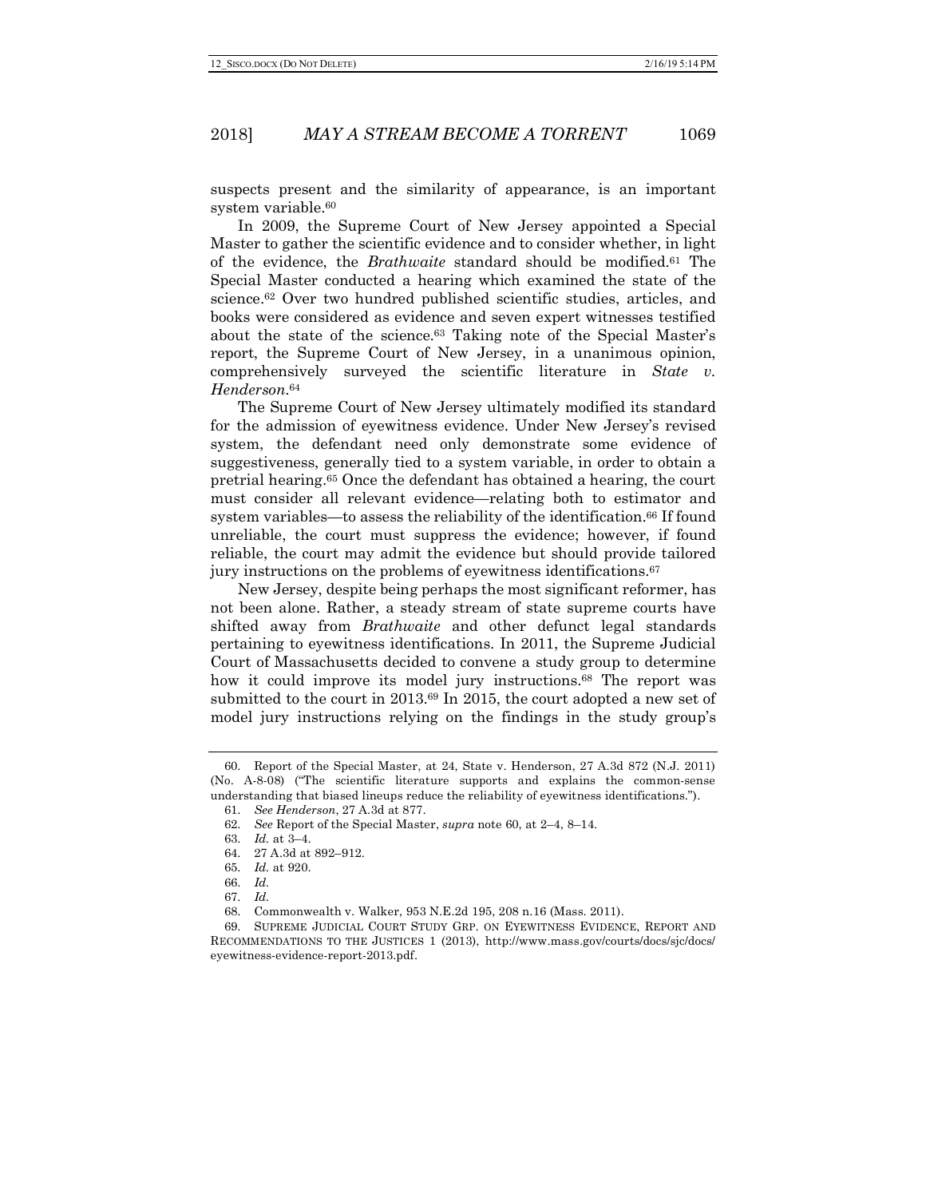suspects present and the similarity of appearance, is an important system variable.[60]

In 2009, the Supreme Court of New Jersey appointed a Special Master to gather the scientific evidence and to consider whether, in light of the evidence, the *Brathwaite* standard should be modified.[61] The Special Master conducted a hearing which examined the state of the science.[62] Over two hundred published scientific studies, articles, and books were considered as evidence and seven expert witnesses testified about the state of the science.[63] Taking note of the Special Master's report, the Supreme Court of New Jersey, in a unanimous opinion, comprehensively surveyed the scientific literature in *State v. Henderson*.[64]

The Supreme Court of New Jersey ultimately modified its standard for the admission of eyewitness evidence. Under New Jersey's revised system, the defendant need only demonstrate some evidence of suggestiveness, generally tied to a system variable, in order to obtain a pretrial hearing.[65] Once the defendant has obtained a hearing, the court must consider all relevant evidence—relating both to estimator and system variables—to assess the reliability of the identification.[66] If found unreliable, the court must suppress the evidence; however, if found reliable, the court may admit the evidence but should provide tailored jury instructions on the problems of eyewitness identifications.[67]

New Jersey, despite being perhaps the most significant reformer, has not been alone. Rather, a steady stream of state supreme courts have shifted away from *Brathwaite* and other defunct legal standards pertaining to eyewitness identifications. In 2011, the Supreme Judicial Court of Massachusetts decided to convene a study group to determine how it could improve its model jury instructions.[68] The report was submitted to the court in 2013.[69] In 2015, the court adopted a new set of model jury instructions relying on the findings in the study group's

---

60. Report of the Special Master, at 24, State v. Henderson, 27 A.3d 872 (N.J. 2011) (No. A-8-08) ("The scientific literature supports and explains the common-sense understanding that biased lineups reduce the reliability of eyewitness identifications.").

61. *See Henderson*, 27 A.3d at 877.

62. *See* Report of the Special Master, *supra* note 60, at 2–4, 8–14.

63. *Id.* at 3–4.

64. 27 A.3d at 892–912.

65. *Id.* at 920.

66. *Id.*

67. *Id.*

68. Commonwealth v. Walker, 953 N.E.2d 195, 208 n.16 (Mass. 2011).

69. SUPREME JUDICIAL COURT STUDY GRP. ON EYEWITNESS EVIDENCE, REPORT AND RECOMMENDATIONS TO THE JUSTICES 1 (2013), http://www.mass.gov/courts/docs/sjc/docs/eyewitness-evidence-report-2013.pdf.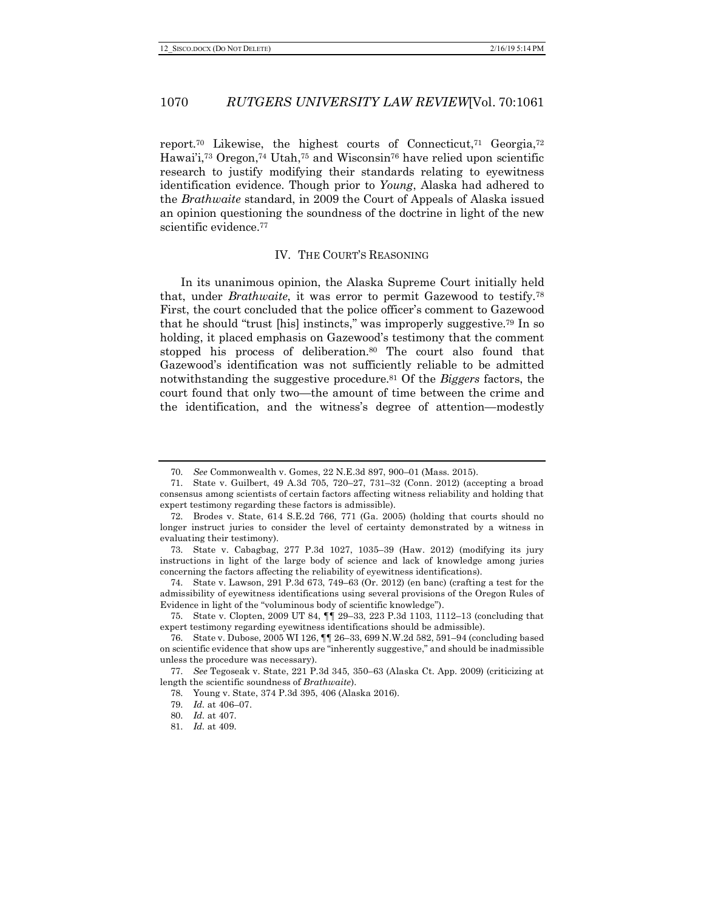report.[70] Likewise, the highest courts of Connecticut,[71] Georgia,[72] Hawai'i,[73] Oregon,[74] Utah,[75] and Wisconsin[76] have relied upon scientific research to justify modifying their standards relating to eyewitness identification evidence. Though prior to *Young*, Alaska had adhered to the *Brathwaite* standard, in 2009 the Court of Appeals of Alaska issued an opinion questioning the soundness of the doctrine in light of the new scientific evidence.[77]

## IV. THE COURT'S REASONING

In its unanimous opinion, the Alaska Supreme Court initially held that, under *Brathwaite*, it was error to permit Gazewood to testify.[78] First, the court concluded that the police officer's comment to Gazewood that he should "trust [his] instincts," was improperly suggestive.[79] In so holding, it placed emphasis on Gazewood's testimony that the comment stopped his process of deliberation.[80] The court also found that Gazewood's identification was not sufficiently reliable to be admitted notwithstanding the suggestive procedure.[81] Of the *Biggers* factors, the court found that only two—the amount of time between the crime and the identification, and the witness's degree of attention—modestly

---

70. *See* Commonwealth v. Gomes, 22 N.E.3d 897, 900–01 (Mass. 2015).

71. State v. Guilbert, 49 A.3d 705, 720–27, 731–32 (Conn. 2012) (accepting a broad consensus among scientists of certain factors affecting witness reliability and holding that expert testimony regarding these factors is admissible).

72. Brodes v. State, 614 S.E.2d 766, 771 (Ga. 2005) (holding that courts should no longer instruct juries to consider the level of certainty demonstrated by a witness in evaluating their testimony).

73. State v. Cabagbag, 277 P.3d 1027, 1035–39 (Haw. 2012) (modifying its jury instructions in light of the large body of science and lack of knowledge among juries concerning the factors affecting the reliability of eyewitness identifications).

74. State v. Lawson, 291 P.3d 673, 749–63 (Or. 2012) (en banc) (crafting a test for the admissibility of eyewitness identifications using several provisions of the Oregon Rules of Evidence in light of the "voluminous body of scientific knowledge").

75. State v. Clopten, 2009 UT 84, ¶¶ 29–33, 223 P.3d 1103, 1112–13 (concluding that expert testimony regarding eyewitness identifications should be admissible).

76. State v. Dubose, 2005 WI 126, ¶¶ 26–33, 699 N.W.2d 582, 591–94 (concluding based on scientific evidence that show ups are "inherently suggestive," and should be inadmissible unless the procedure was necessary).

77. *See* Tegoseak v. State, 221 P.3d 345, 350–63 (Alaska Ct. App. 2009) (criticizing at length the scientific soundness of *Brathwaite*).

78. Young v. State, 374 P.3d 395, 406 (Alaska 2016).

79. *Id.* at 406–07.

80. *Id.* at 407.

81. *Id.* at 409.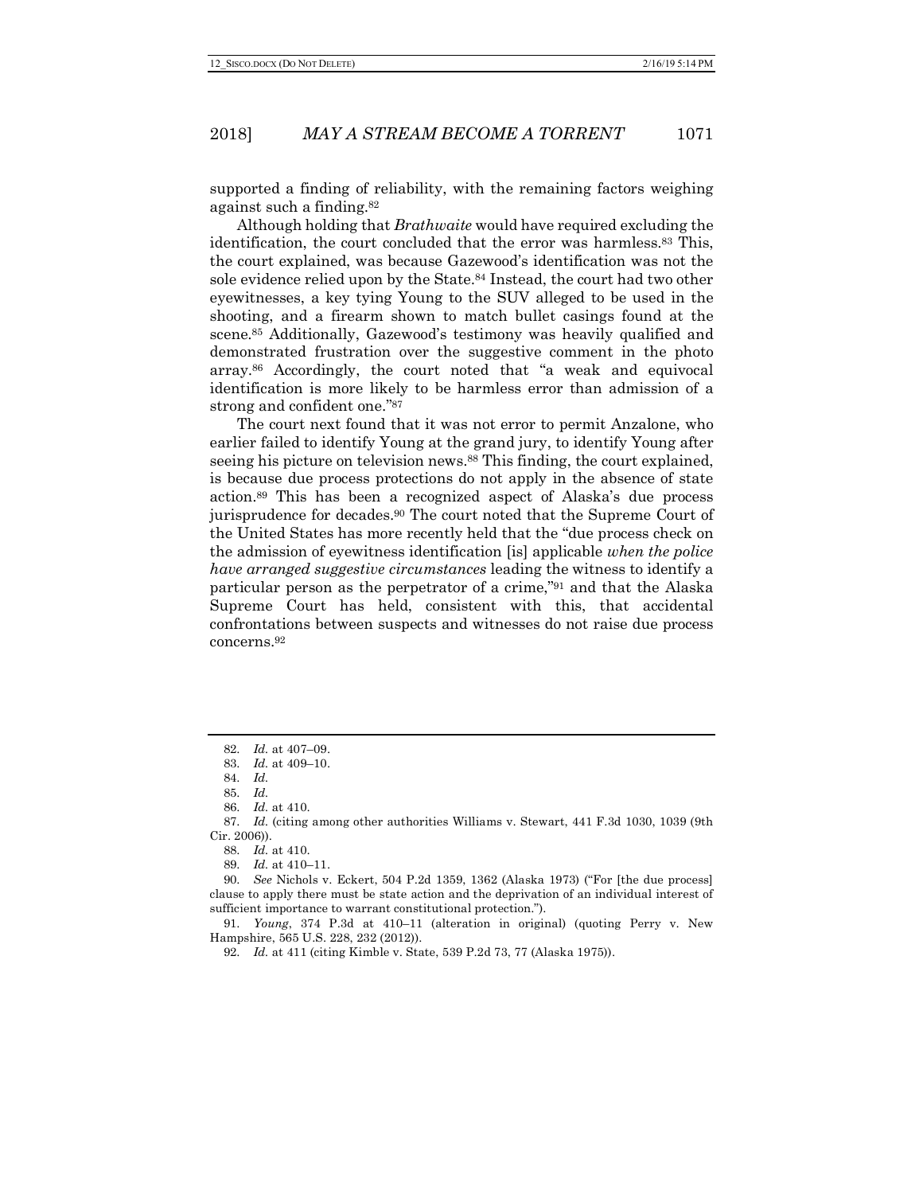supported a finding of reliability, with the remaining factors weighing against such a finding.[82]

Although holding that *Brathwaite* would have required excluding the identification, the court concluded that the error was harmless.[83] This, the court explained, was because Gazewood's identification was not the sole evidence relied upon by the State.[84] Instead, the court had two other eyewitnesses, a key tying Young to the SUV alleged to be used in the shooting, and a firearm shown to match bullet casings found at the scene.[85] Additionally, Gazewood's testimony was heavily qualified and demonstrated frustration over the suggestive comment in the photo array.[86] Accordingly, the court noted that "a weak and equivocal identification is more likely to be harmless error than admission of a strong and confident one."[87]

The court next found that it was not error to permit Anzalone, who earlier failed to identify Young at the grand jury, to identify Young after seeing his picture on television news.[88] This finding, the court explained, is because due process protections do not apply in the absence of state action.[89] This has been a recognized aspect of Alaska's due process jurisprudence for decades.[90] The court noted that the Supreme Court of the United States has more recently held that the "due process check on the admission of eyewitness identification [is] applicable *when the police have arranged suggestive circumstances* leading the witness to identify a particular person as the perpetrator of a crime,"[91] and that the Alaska Supreme Court has held, consistent with this, that accidental confrontations between suspects and witnesses do not raise due process concerns.[92]

---

82. *Id.* at 407–09.

83. *Id.* at 409–10.

84. *Id.*

85. *Id.*

86. *Id.* at 410.

87. *Id.* (citing among other authorities Williams v. Stewart, 441 F.3d 1030, 1039 (9th Cir. 2006)).

88. *Id.* at 410.

89. *Id.* at 410–11.

90. *See* Nichols v. Eckert, 504 P.2d 1359, 1362 (Alaska 1973) ("For [the due process] clause to apply there must be state action and the deprivation of an individual interest of sufficient importance to warrant constitutional protection.").

91. *Young*, 374 P.3d at 410–11 (alteration in original) (quoting Perry v. New Hampshire, 565 U.S. 228, 232 (2012)).

92. *Id.* at 411 (citing Kimble v. State, 539 P.2d 73, 77 (Alaska 1975)).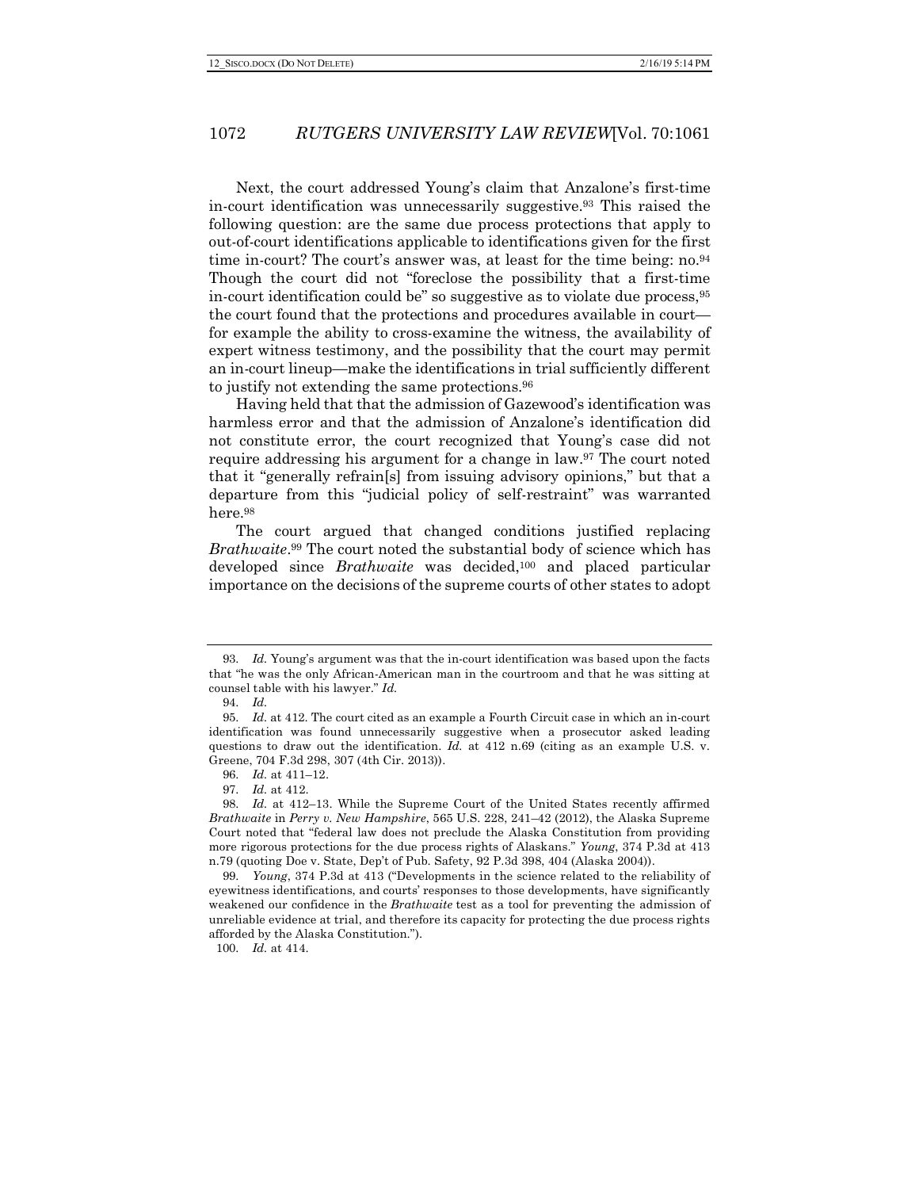Next, the court addressed Young's claim that Anzalone's first-time in-court identification was unnecessarily suggestive.[93] This raised the following question: are the same due process protections that apply to out-of-court identifications applicable to identifications given for the first time in-court? The court's answer was, at least for the time being: no.[94] Though the court did not "foreclose the possibility that a first-time in-court identification could be" so suggestive as to violate due process,[95] the court found that the protections and procedures available in court—for example the ability to cross-examine the witness, the availability of expert witness testimony, and the possibility that the court may permit an in-court lineup—make the identifications in trial sufficiently different to justify not extending the same protections.[96]

Having held that that the admission of Gazewood's identification was harmless error and that the admission of Anzalone's identification did not constitute error, the court recognized that Young's case did not require addressing his argument for a change in law.[97] The court noted that it "generally refrain[s] from issuing advisory opinions," but that a departure from this "judicial policy of self-restraint" was warranted here.[98]

The court argued that changed conditions justified replacing *Brathwaite*.[99] The court noted the substantial body of science which has developed since *Brathwaite* was decided,[100] and placed particular importance on the decisions of the supreme courts of other states to adopt

---

93. *Id.* Young's argument was that the in-court identification was based upon the facts that "he was the only African-American man in the courtroom and that he was sitting at counsel table with his lawyer." *Id.*

94. *Id.*

95. *Id.* at 412. The court cited as an example a Fourth Circuit case in which an in-court identification was found unnecessarily suggestive when a prosecutor asked leading questions to draw out the identification. *Id.* at 412 n.69 (citing as an example U.S. v. Greene, 704 F.3d 298, 307 (4th Cir. 2013)).

96. *Id.* at 411–12.

97. *Id.* at 412.

98. *Id.* at 412–13. While the Supreme Court of the United States recently affirmed *Brathwaite* in *Perry v. New Hampshire*, 565 U.S. 228, 241–42 (2012), the Alaska Supreme Court noted that "federal law does not preclude the Alaska Constitution from providing more rigorous protections for the due process rights of Alaskans." *Young*, 374 P.3d at 413 n.79 (quoting Doe v. State, Dep't of Pub. Safety, 92 P.3d 398, 404 (Alaska 2004)).

99. *Young*, 374 P.3d at 413 ("Developments in the science related to the reliability of eyewitness identifications, and courts' responses to those developments, have significantly weakened our confidence in the *Brathwaite* test as a tool for preventing the admission of unreliable evidence at trial, and therefore its capacity for protecting the due process rights afforded by the Alaska Constitution.").

100. *Id.* at 414.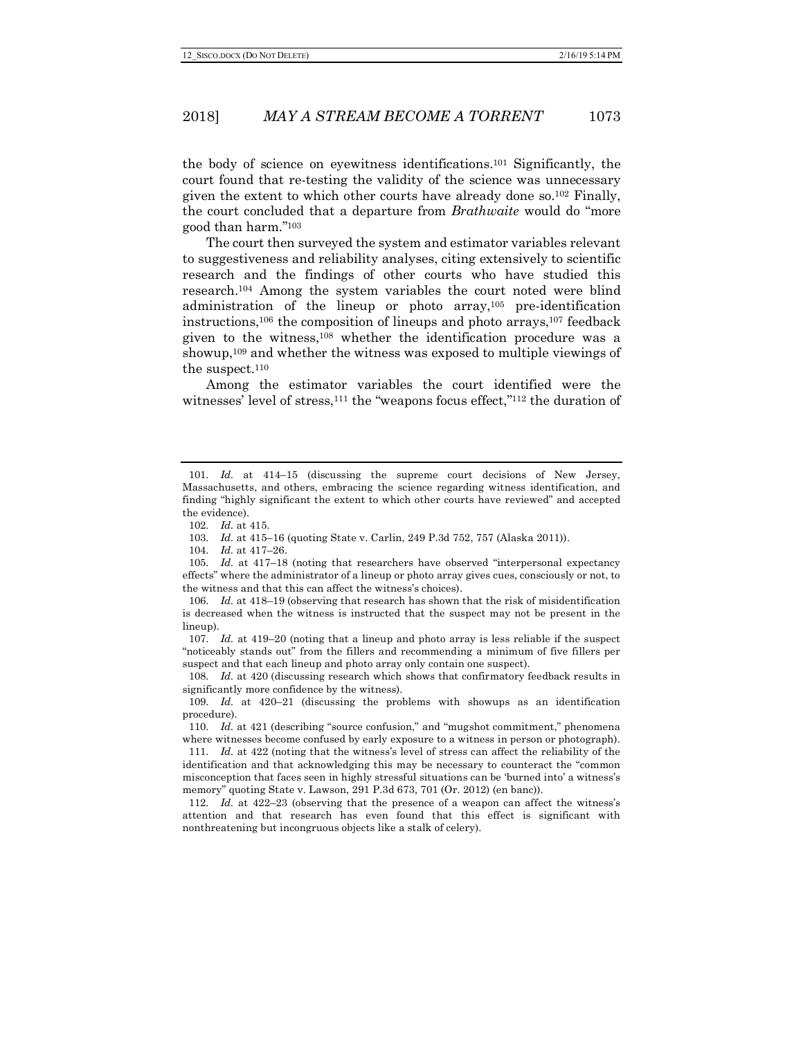the body of science on eyewitness identifications.[101] Significantly, the court found that re-testing the validity of the science was unnecessary given the extent to which other courts have already done so.[102] Finally, the court concluded that a departure from *Brathwaite* would do "more good than harm."[103]

The court then surveyed the system and estimator variables relevant to suggestiveness and reliability analyses, citing extensively to scientific research and the findings of other courts who have studied this research.[104] Among the system variables the court noted were blind administration of the lineup or photo array,[105] pre-identification instructions,[106] the composition of lineups and photo arrays,[107] feedback given to the witness,[108] whether the identification procedure was a showup,[109] and whether the witness was exposed to multiple viewings of the suspect.[110]

Among the estimator variables the court identified were the witnesses' level of stress,[111] the "weapons focus effect,"[112] the duration of

---

101. *Id.* at 414–15 (discussing the supreme court decisions of New Jersey, Massachusetts, and others, embracing the science regarding witness identification, and finding "highly significant the extent to which other courts have reviewed" and accepted the evidence).

102. *Id.* at 415.

103. *Id.* at 415–16 (quoting State v. Carlin, 249 P.3d 752, 757 (Alaska 2011)).

104. *Id.* at 417–26.

105. *Id.* at 417–18 (noting that researchers have observed "interpersonal expectancy effects" where the administrator of a lineup or photo array gives cues, consciously or not, to the witness and that this can affect the witness's choices).

106. *Id.* at 418–19 (observing that research has shown that the risk of misidentification is decreased when the witness is instructed that the suspect may not be present in the lineup).

107. *Id.* at 419–20 (noting that a lineup and photo array is less reliable if the suspect "noticeably stands out" from the fillers and recommending a minimum of five fillers per suspect and that each lineup and photo array only contain one suspect).

108. *Id.* at 420 (discussing research which shows that confirmatory feedback results in significantly more confidence by the witness).

109. *Id.* at 420–21 (discussing the problems with showups as an identification procedure).

110. *Id.* at 421 (describing "source confusion," and "mugshot commitment," phenomena where witnesses become confused by early exposure to a witness in person or photograph).

111. *Id.* at 422 (noting that the witness's level of stress can affect the reliability of the identification and that acknowledging this may be necessary to counteract the "common misconception that faces seen in highly stressful situations can be 'burned into' a witness's memory" quoting State v. Lawson, 291 P.3d 673, 701 (Or. 2012) (en banc)).

112. *Id.* at 422–23 (observing that the presence of a weapon can affect the witness's attention and that research has even found that this effect is significant with nonthreatening but incongruous objects like a stalk of celery).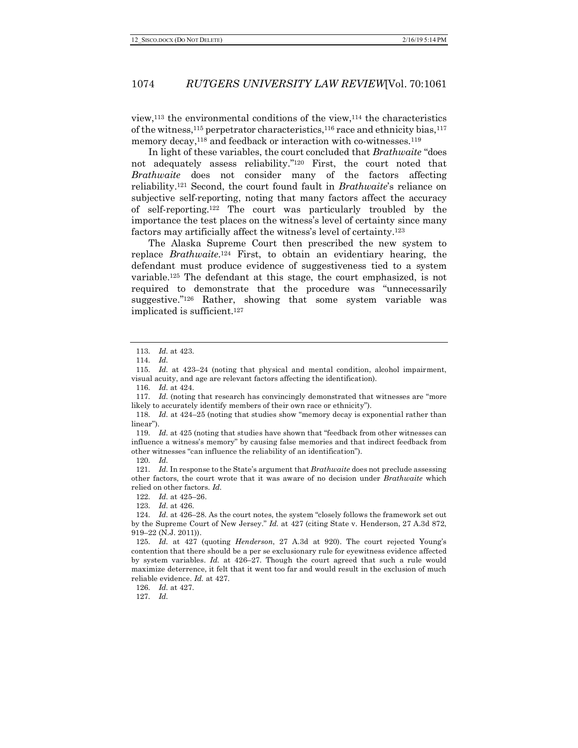view,[113] the environmental conditions of the view,[114] the characteristics of the witness,[115] perpetrator characteristics,[116] race and ethnicity bias,[117] memory decay,[118] and feedback or interaction with co-witnesses.[119]

In light of these variables, the court concluded that *Brathwaite* "does not adequately assess reliability."[120] First, the court noted that *Brathwaite* does not consider many of the factors affecting reliability.[121] Second, the court found fault in *Brathwaite*'s reliance on subjective self-reporting, noting that many factors affect the accuracy of self-reporting.[122] The court was particularly troubled by the importance the test places on the witness's level of certainty since many factors may artificially affect the witness's level of certainty.[123]

The Alaska Supreme Court then prescribed the new system to replace *Brathwaite*.[124] First, to obtain an evidentiary hearing, the defendant must produce evidence of suggestiveness tied to a system variable.[125] The defendant at this stage, the court emphasized, is not required to demonstrate that the procedure was "unnecessarily suggestive."[126] Rather, showing that some system variable was implicated is sufficient.[127]

---

113. *Id.* at 423.

114. *Id.*

115. *Id.* at 423–24 (noting that physical and mental condition, alcohol impairment, visual acuity, and age are relevant factors affecting the identification).

116. *Id.* at 424.

117. *Id.* (noting that research has convincingly demonstrated that witnesses are "more likely to accurately identify members of their own race or ethnicity").

118. *Id.* at 424–25 (noting that studies show "memory decay is exponential rather than linear").

119. *Id.* at 425 (noting that studies have shown that "feedback from other witnesses can influence a witness's memory" by causing false memories and that indirect feedback from other witnesses "can influence the reliability of an identification").

120. *Id.*

121. *Id.* In response to the State's argument that *Brathwaite* does not preclude assessing other factors, the court wrote that it was aware of no decision under *Brathwaite* which relied on other factors. *Id.*

122. *Id.* at 425–26.

123. *Id.* at 426.

124. *Id.* at 426–28. As the court notes, the system "closely follows the framework set out by the Supreme Court of New Jersey." *Id.* at 427 (citing State v. Henderson, 27 A.3d 872, 919–22 (N.J. 2011)).

125. *Id.* at 427 (quoting *Henderson*, 27 A.3d at 920). The court rejected Young's contention that there should be a per se exclusionary rule for eyewitness evidence affected by system variables. *Id.* at 426–27. Though the court agreed that such a rule would maximize deterrence, it felt that it went too far and would result in the exclusion of much reliable evidence. *Id.* at 427.

126. *Id.* at 427.

127. *Id.*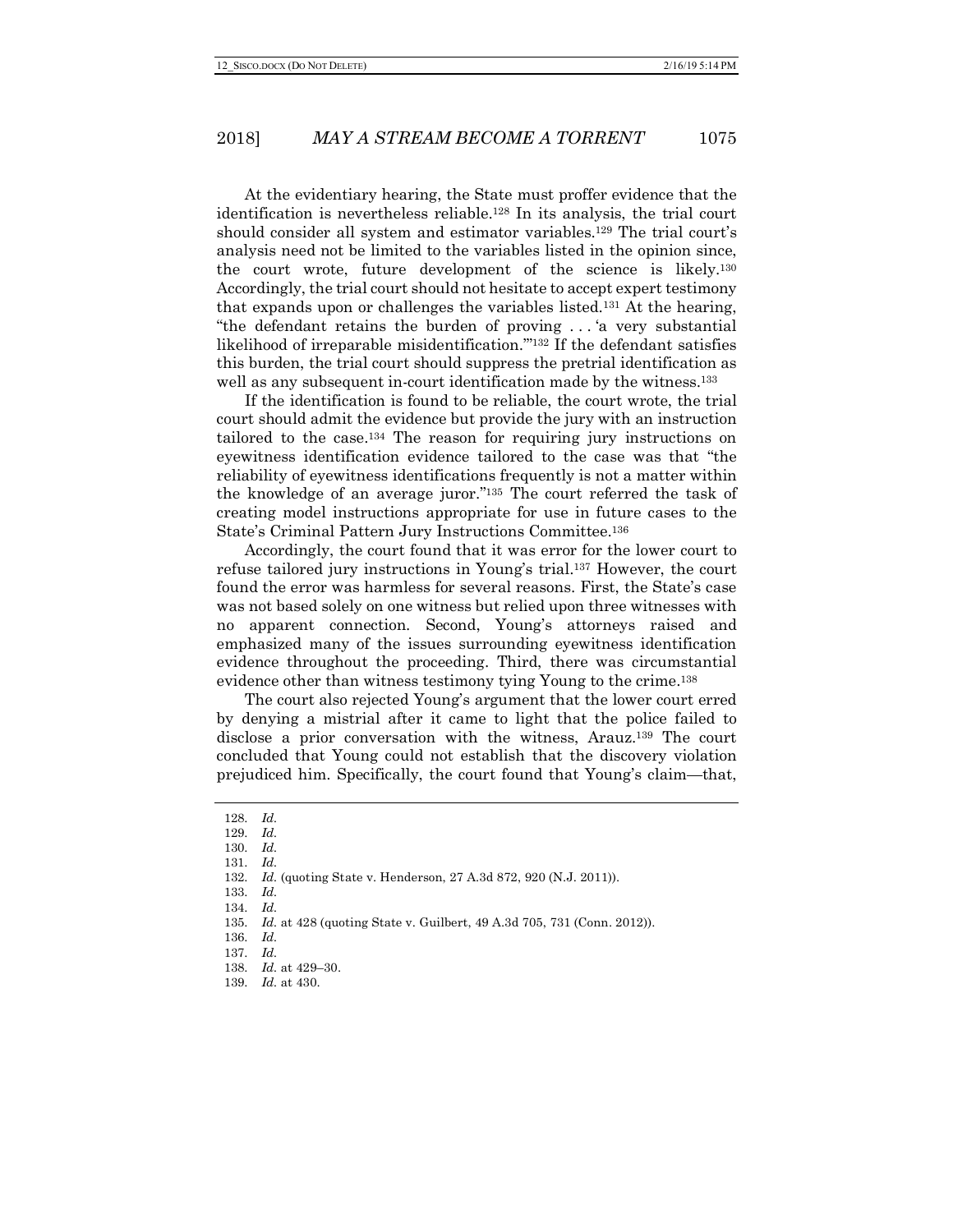At the evidentiary hearing, the State must proffer evidence that the identification is nevertheless reliable.[128] In its analysis, the trial court should consider all system and estimator variables.[129] The trial court's analysis need not be limited to the variables listed in the opinion since, the court wrote, future development of the science is likely.[130] Accordingly, the trial court should not hesitate to accept expert testimony that expands upon or challenges the variables listed.[131] At the hearing, "the defendant retains the burden of proving . . . 'a very substantial likelihood of irreparable misidentification.'"[132] If the defendant satisfies this burden, the trial court should suppress the pretrial identification as well as any subsequent in-court identification made by the witness.[133]

If the identification is found to be reliable, the court wrote, the trial court should admit the evidence but provide the jury with an instruction tailored to the case.[134] The reason for requiring jury instructions on eyewitness identification evidence tailored to the case was that "the reliability of eyewitness identifications frequently is not a matter within the knowledge of an average juror."[135] The court referred the task of creating model instructions appropriate for use in future cases to the State's Criminal Pattern Jury Instructions Committee.[136]

Accordingly, the court found that it was error for the lower court to refuse tailored jury instructions in Young's trial.[137] However, the court found the error was harmless for several reasons. First, the State's case was not based solely on one witness but relied upon three witnesses with no apparent connection. Second, Young's attorneys raised and emphasized many of the issues surrounding eyewitness identification evidence throughout the proceeding. Third, there was circumstantial evidence other than witness testimony tying Young to the crime.[138]

The court also rejected Young's argument that the lower court erred by denying a mistrial after it came to light that the police failed to disclose a prior conversation with the witness, Arauz.[139] The court concluded that Young could not establish that the discovery violation prejudiced him. Specifically, the court found that Young's claim—that,

---

128. *Id.*
129. *Id.*
130. *Id.*
131. *Id.*
132. *Id.* (quoting State v. Henderson, 27 A.3d 872, 920 (N.J. 2011)).
133. *Id.*
134. *Id.*
135. *Id.* at 428 (quoting State v. Guilbert, 49 A.3d 705, 731 (Conn. 2012)).
136. *Id.*
137. *Id.*
138. *Id.* at 429–30.
139. *Id.* at 430.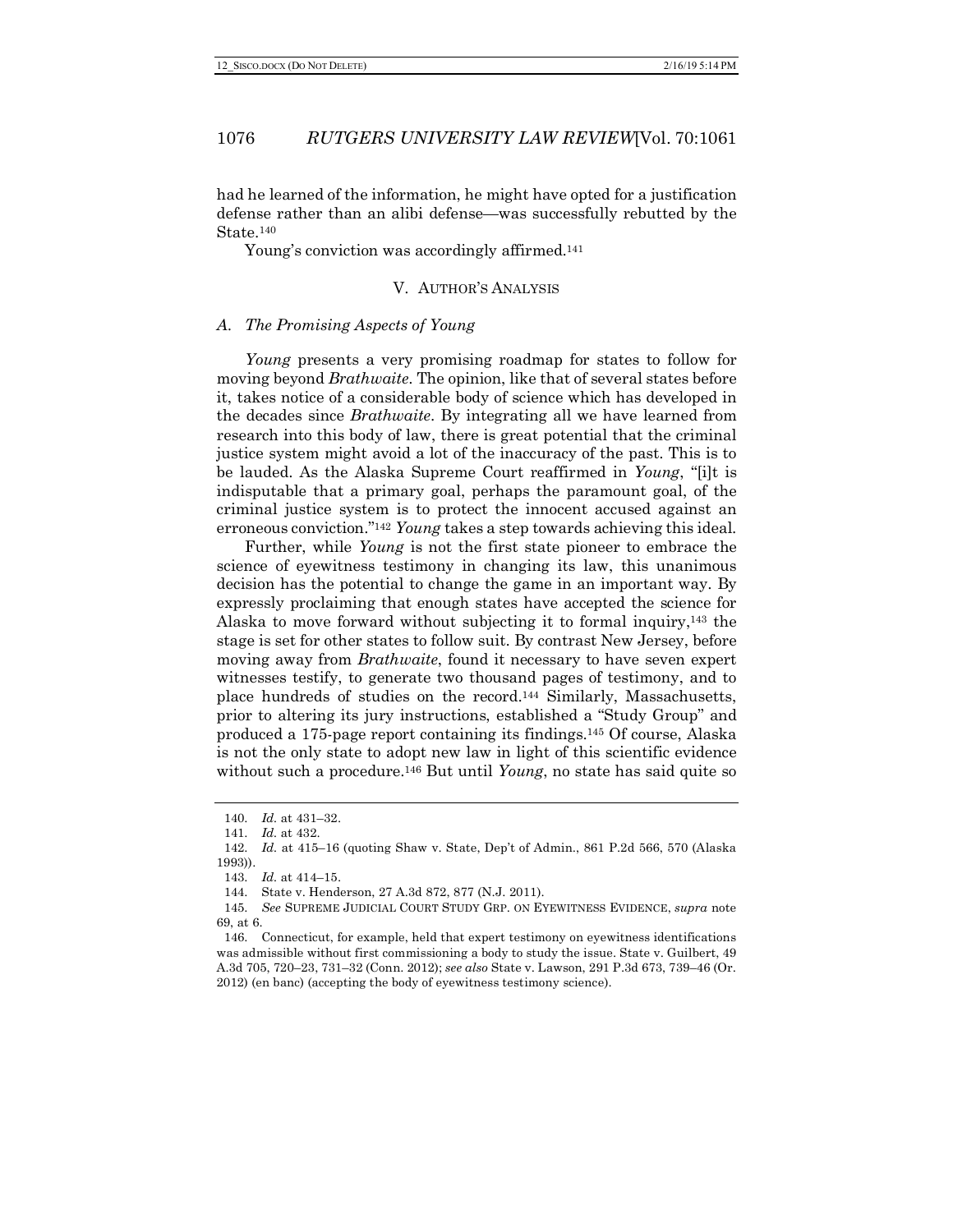had he learned of the information, he might have opted for a justification defense rather than an alibi defense—was successfully rebutted by the State.[140]

Young's conviction was accordingly affirmed.[141]

## V. AUTHOR'S ANALYSIS

### A. *The Promising Aspects of Young*

*Young* presents a very promising roadmap for states to follow for moving beyond *Brathwaite*. The opinion, like that of several states before it, takes notice of a considerable body of science which has developed in the decades since *Brathwaite*. By integrating all we have learned from research into this body of law, there is great potential that the criminal justice system might avoid a lot of the inaccuracy of the past. This is to be lauded. As the Alaska Supreme Court reaffirmed in *Young*, "[i]t is indisputable that a primary goal, perhaps the paramount goal, of the criminal justice system is to protect the innocent accused against an erroneous conviction."[142] *Young* takes a step towards achieving this ideal.

Further, while *Young* is not the first state pioneer to embrace the science of eyewitness testimony in changing its law, this unanimous decision has the potential to change the game in an important way. By expressly proclaiming that enough states have accepted the science for Alaska to move forward without subjecting it to formal inquiry,[143] the stage is set for other states to follow suit. By contrast New Jersey, before moving away from *Brathwaite*, found it necessary to have seven expert witnesses testify, to generate two thousand pages of testimony, and to place hundreds of studies on the record.[144] Similarly, Massachusetts, prior to altering its jury instructions, established a "Study Group" and produced a 175-page report containing its findings.[145] Of course, Alaska is not the only state to adopt new law in light of this scientific evidence without such a procedure.[146] But until *Young*, no state has said quite so

---

140. *Id.* at 431–32.

141. *Id.* at 432.

142. *Id.* at 415–16 (quoting Shaw v. State, Dep't of Admin., 861 P.2d 566, 570 (Alaska 1993)).

143. *Id.* at 414–15.

144. State v. Henderson, 27 A.3d 872, 877 (N.J. 2011).

145. *See* SUPREME JUDICIAL COURT STUDY GRP. ON EYEWITNESS EVIDENCE, *supra* note 69, at 6.

146. Connecticut, for example, held that expert testimony on eyewitness identifications was admissible without first commissioning a body to study the issue. State v. Guilbert, 49 A.3d 705, 720–23, 731–32 (Conn. 2012); *see also* State v. Lawson, 291 P.3d 673, 739–46 (Or. 2012) (en banc) (accepting the body of eyewitness testimony science).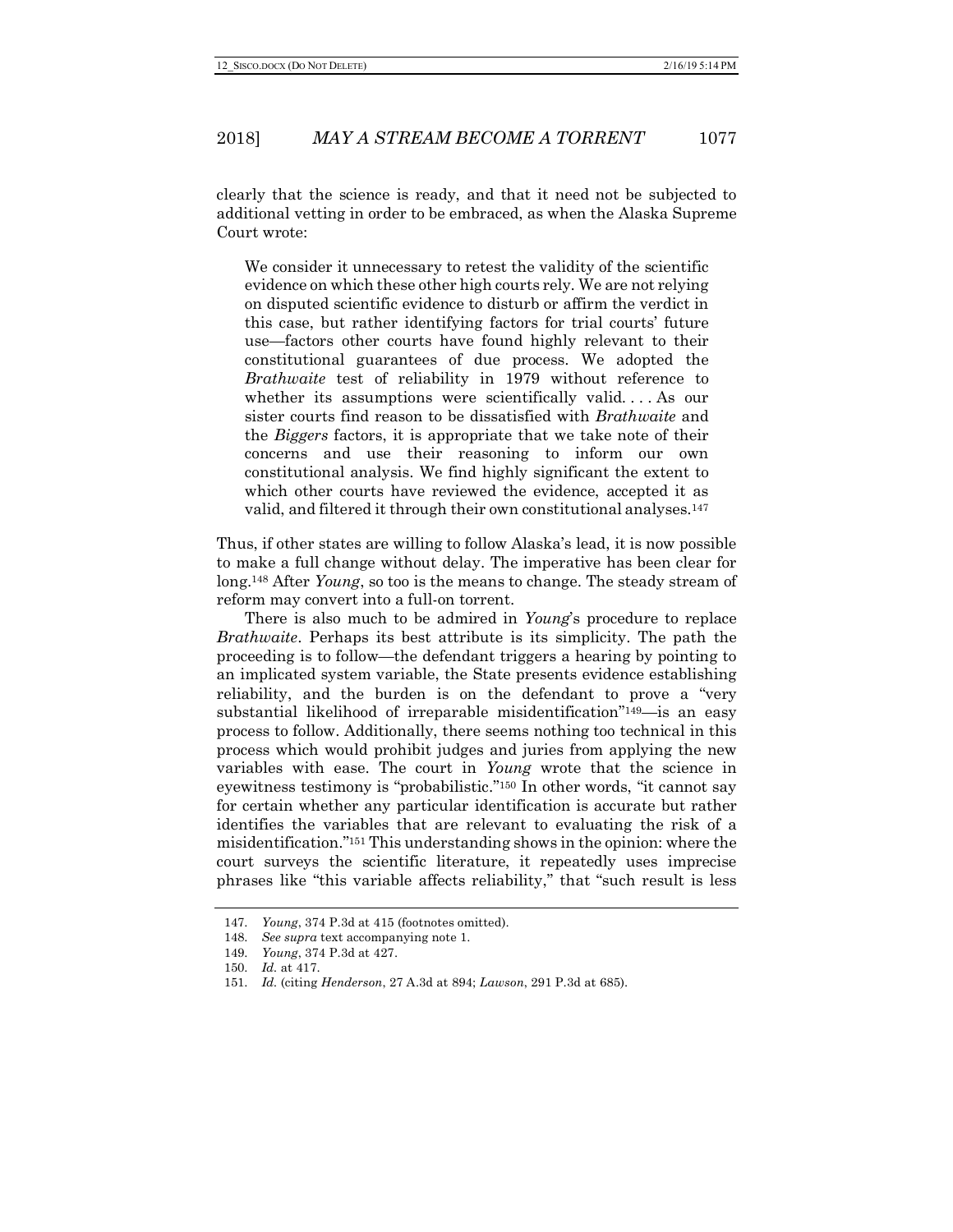clearly that the science is ready, and that it need not be subjected to additional vetting in order to be embraced, as when the Alaska Supreme Court wrote:

> We consider it unnecessary to retest the validity of the scientific evidence on which these other high courts rely. We are not relying on disputed scientific evidence to disturb or affirm the verdict in this case, but rather identifying factors for trial courts' future use—factors other courts have found highly relevant to their constitutional guarantees of due process. We adopted the *Brathwaite* test of reliability in 1979 without reference to whether its assumptions were scientifically valid. . . . As our sister courts find reason to be dissatisfied with *Brathwaite* and the *Biggers* factors, it is appropriate that we take note of their concerns and use their reasoning to inform our own constitutional analysis. We find highly significant the extent to which other courts have reviewed the evidence, accepted it as valid, and filtered it through their own constitutional analyses.[147]

Thus, if other states are willing to follow Alaska's lead, it is now possible to make a full change without delay. The imperative has been clear for long.[148] After *Young*, so too is the means to change. The steady stream of reform may convert into a full-on torrent.

There is also much to be admired in *Young*'s procedure to replace *Brathwaite*. Perhaps its best attribute is its simplicity. The path the proceeding is to follow—the defendant triggers a hearing by pointing to an implicated system variable, the State presents evidence establishing reliability, and the burden is on the defendant to prove a "very substantial likelihood of irreparable misidentification"[149]—is an easy process to follow. Additionally, there seems nothing too technical in this process which would prohibit judges and juries from applying the new variables with ease. The court in *Young* wrote that the science in eyewitness testimony is "probabilistic."[150] In other words, "it cannot say for certain whether any particular identification is accurate but rather identifies the variables that are relevant to evaluating the risk of a misidentification."[151] This understanding shows in the opinion: where the court surveys the scientific literature, it repeatedly uses imprecise phrases like "this variable affects reliability," that "such result is less

---

147. *Young*, 374 P.3d at 415 (footnotes omitted).

148. *See supra* text accompanying note 1.

149. *Young*, 374 P.3d at 427.

150. *Id.* at 417.

151. *Id.* (citing *Henderson*, 27 A.3d at 894; *Lawson*, 291 P.3d at 685).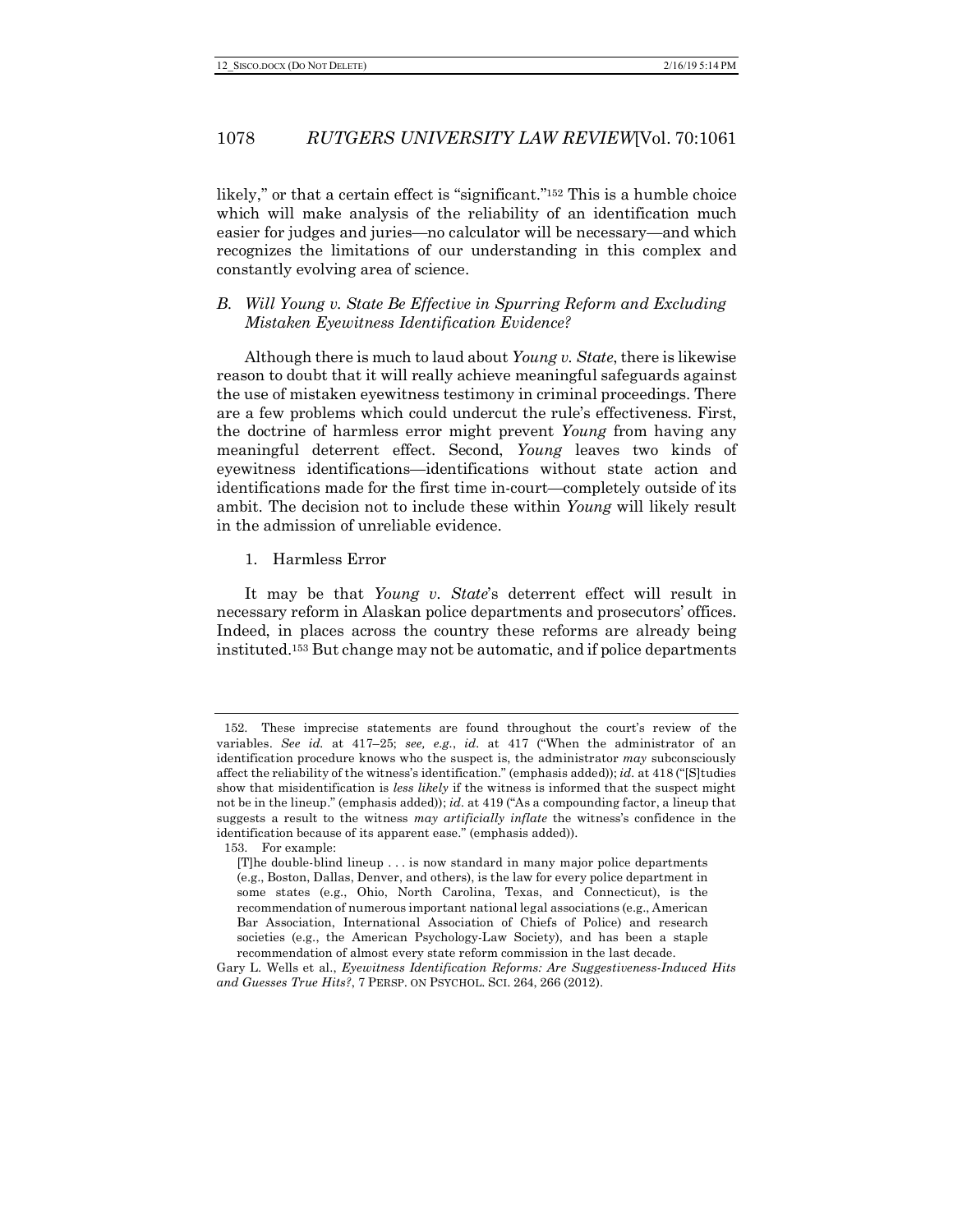likely," or that a certain effect is "significant."[152] This is a humble choice which will make analysis of the reliability of an identification much easier for judges and juries—no calculator will be necessary—and which recognizes the limitations of our understanding in this complex and constantly evolving area of science.

### B. *Will Young v. State Be Effective in Spurring Reform and Excluding Mistaken Eyewitness Identification Evidence?*

Although there is much to laud about *Young v. State*, there is likewise reason to doubt that it will really achieve meaningful safeguards against the use of mistaken eyewitness testimony in criminal proceedings. There are a few problems which could undercut the rule's effectiveness. First, the doctrine of harmless error might prevent *Young* from having any meaningful deterrent effect. Second, *Young* leaves two kinds of eyewitness identifications—identifications without state action and identifications made for the first time in-court—completely outside of its ambit. The decision not to include these within *Young* will likely result in the admission of unreliable evidence.

#### 1. Harmless Error

It may be that *Young v. State*'s deterrent effect will result in necessary reform in Alaskan police departments and prosecutors' offices. Indeed, in places across the country these reforms are already being instituted.[153] But change may not be automatic, and if police departments

---

152. These imprecise statements are found throughout the court's review of the variables. *See id.* at 417–25; *see, e.g.*, *id.* at 417 ("When the administrator of an identification procedure knows who the suspect is, the administrator *may* subconsciously affect the reliability of the witness's identification." (emphasis added)); *id.* at 418 ("[S]tudies show that misidentification is *less likely* if the witness is informed that the suspect might not be in the lineup." (emphasis added)); *id.* at 419 ("As a compounding factor, a lineup that suggests a result to the witness *may artificially inflate* the witness's confidence in the identification because of its apparent ease." (emphasis added)).

153. For example:

> [T]he double-blind lineup . . . is now standard in many major police departments (e.g., Boston, Dallas, Denver, and others), is the law for every police department in some states (e.g., Ohio, North Carolina, Texas, and Connecticut), is the recommendation of numerous important national legal associations (e.g., American Bar Association, International Association of Chiefs of Police) and research societies (e.g., the American Psychology-Law Society), and has been a staple recommendation of almost every state reform commission in the last decade.

Gary L. Wells et al., *Eyewitness Identification Reforms: Are Suggestiveness-Induced Hits and Guesses True Hits?*, 7 PERSP. ON PSYCHOL. SCI. 264, 266 (2012).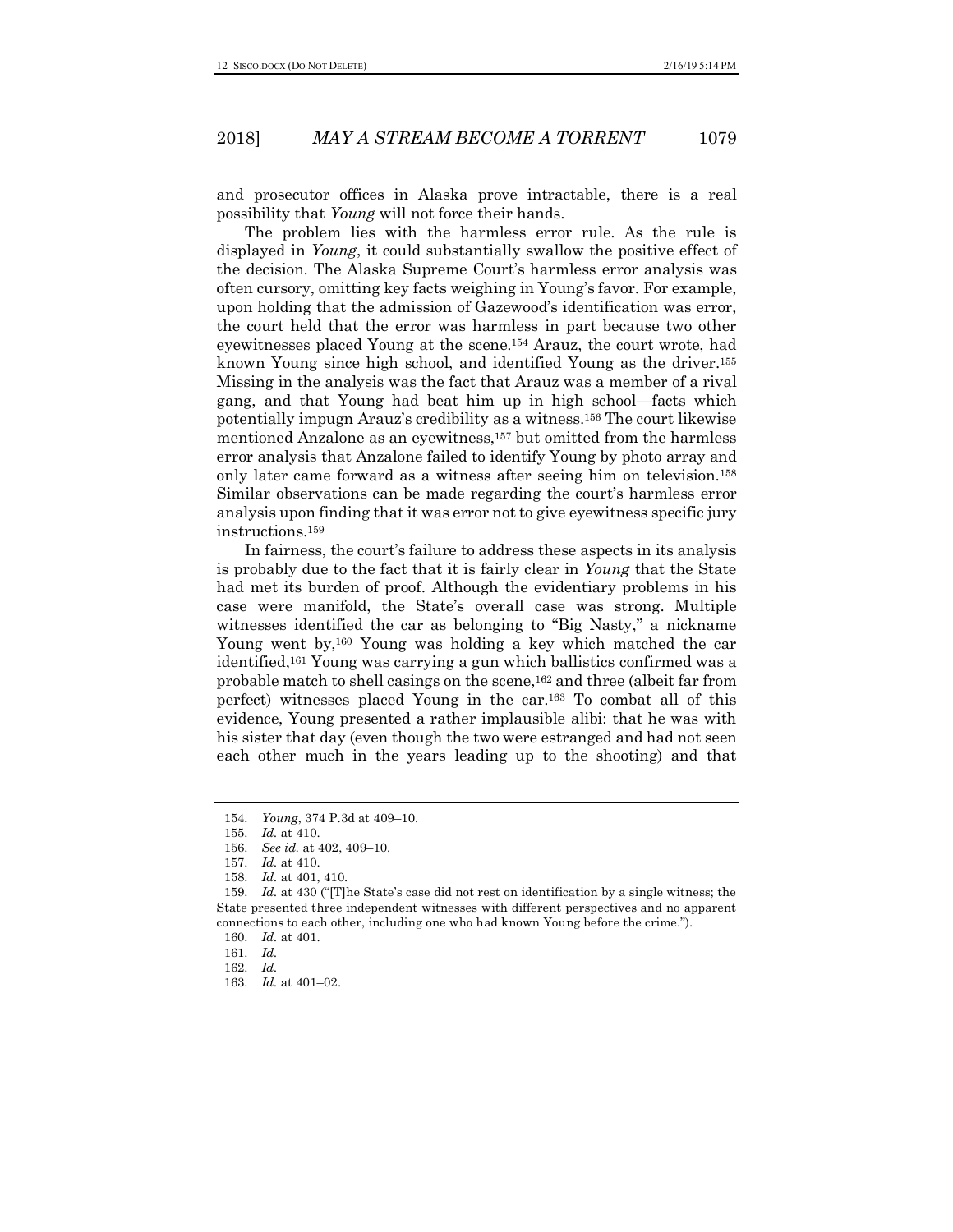and prosecutor offices in Alaska prove intractable, there is a real possibility that *Young* will not force their hands.

The problem lies with the harmless error rule. As the rule is displayed in *Young*, it could substantially swallow the positive effect of the decision. The Alaska Supreme Court's harmless error analysis was often cursory, omitting key facts weighing in Young's favor. For example, upon holding that the admission of Gazewood's identification was error, the court held that the error was harmless in part because two other eyewitnesses placed Young at the scene.[154] Arauz, the court wrote, had known Young since high school, and identified Young as the driver.[155] Missing in the analysis was the fact that Arauz was a member of a rival gang, and that Young had beat him up in high school—facts which potentially impugn Arauz's credibility as a witness.[156] The court likewise mentioned Anzalone as an eyewitness,[157] but omitted from the harmless error analysis that Anzalone failed to identify Young by photo array and only later came forward as a witness after seeing him on television.[158] Similar observations can be made regarding the court's harmless error analysis upon finding that it was error not to give eyewitness specific jury instructions.[159]

In fairness, the court's failure to address these aspects in its analysis is probably due to the fact that it is fairly clear in *Young* that the State had met its burden of proof. Although the evidentiary problems in his case were manifold, the State's overall case was strong. Multiple witnesses identified the car as belonging to "Big Nasty," a nickname Young went by,[160] Young was holding a key which matched the car identified,[161] Young was carrying a gun which ballistics confirmed was a probable match to shell casings on the scene,[162] and three (albeit far from perfect) witnesses placed Young in the car.[163] To combat all of this evidence, Young presented a rather implausible alibi: that he was with his sister that day (even though the two were estranged and had not seen each other much in the years leading up to the shooting) and that

---

154. *Young*, 374 P.3d at 409–10.
155. *Id.* at 410.
156. *See id.* at 402, 409–10.
157. *Id.* at 410.
158. *Id.* at 401, 410.
159. *Id.* at 430 ("[T]he State's case did not rest on identification by a single witness; the State presented three independent witnesses with different perspectives and no apparent connections to each other, including one who had known Young before the crime.").
160. *Id.* at 401.
161. *Id.*
162. *Id.*
163. *Id.* at 401–02.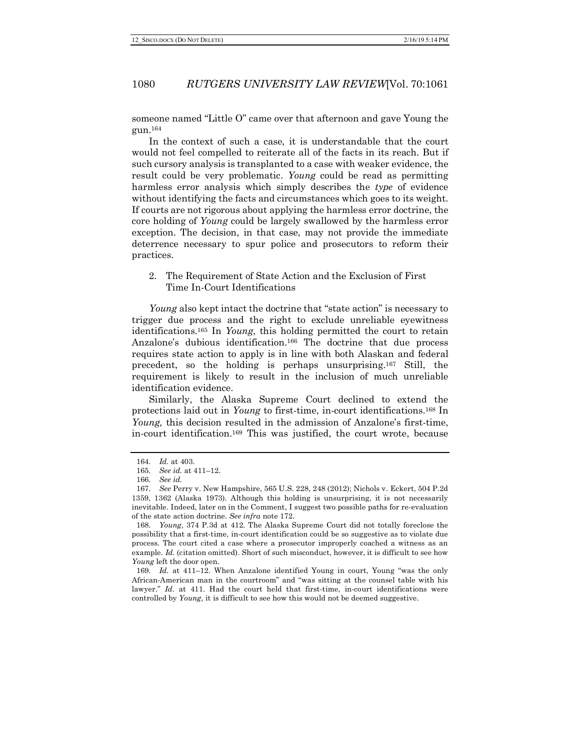someone named "Little O" came over that afternoon and gave Young the gun.[164]

In the context of such a case, it is understandable that the court would not feel compelled to reiterate all of the facts in its reach. But if such cursory analysis is transplanted to a case with weaker evidence, the result could be very problematic. *Young* could be read as permitting harmless error analysis which simply describes the *type* of evidence without identifying the facts and circumstances which goes to its weight. If courts are not rigorous about applying the harmless error doctrine, the core holding of *Young* could be largely swallowed by the harmless error exception. The decision, in that case, may not provide the immediate deterrence necessary to spur police and prosecutors to reform their practices.

### 2. The Requirement of State Action and the Exclusion of First Time In-Court Identifications

*Young* also kept intact the doctrine that "state action" is necessary to trigger due process and the right to exclude unreliable eyewitness identifications.[165] In *Young*, this holding permitted the court to retain Anzalone's dubious identification.[166] The doctrine that due process requires state action to apply is in line with both Alaskan and federal precedent, so the holding is perhaps unsurprising.[167] Still, the requirement is likely to result in the inclusion of much unreliable identification evidence.

Similarly, the Alaska Supreme Court declined to extend the protections laid out in *Young* to first-time, in-court identifications.[168] In *Young,* this decision resulted in the admission of Anzalone's first-time, in-court identification.[169] This was justified, the court wrote, because

---

164. *Id.* at 403.

165. *See id.* at 411–12.

166. *See id.*

167. *See* Perry v. New Hampshire, 565 U.S. 228, 248 (2012); Nichols v. Eckert, 504 P.2d 1359, 1362 (Alaska 1973). Although this holding is unsurprising, it is not necessarily inevitable. Indeed, later on in the Comment, I suggest two possible paths for re-evaluation of the state action doctrine. *See infra* note 172.

168. *Young*, 374 P.3d at 412. The Alaska Supreme Court did not totally foreclose the possibility that a first-time, in-court identification could be so suggestive as to violate due process. The court cited a case where a prosecutor improperly coached a witness as an example. *Id.* (citation omitted). Short of such misconduct, however, it is difficult to see how *Young* left the door open.

169. *Id.* at 411–12. When Anzalone identified Young in court, Young "was the only African-American man in the courtroom" and "was sitting at the counsel table with his lawyer." *Id.* at 411. Had the court held that first-time, in-court identifications were controlled by *Young*, it is difficult to see how this would not be deemed suggestive.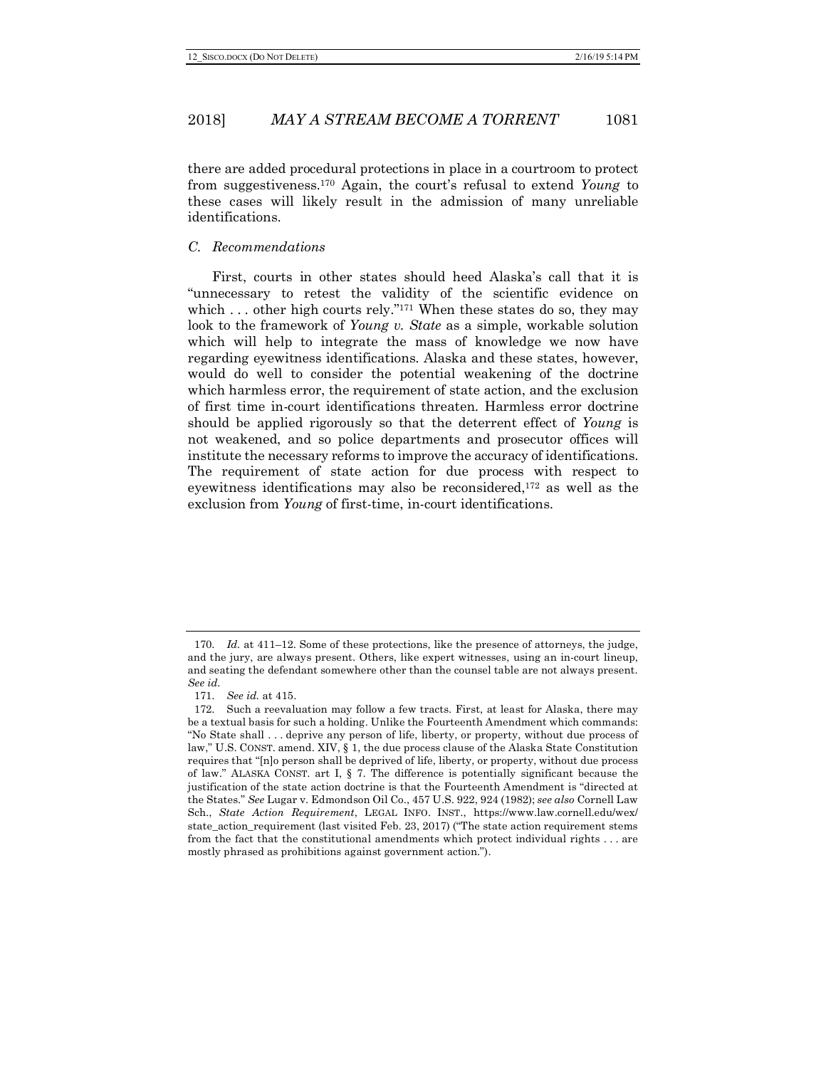there are added procedural protections in place in a courtroom to protect from suggestiveness.[170] Again, the court's refusal to extend *Young* to these cases will likely result in the admission of many unreliable identifications.

### *C. Recommendations*

First, courts in other states should heed Alaska's call that it is "unnecessary to retest the validity of the scientific evidence on which . . . other high courts rely."[171] When these states do so, they may look to the framework of *Young v. State* as a simple, workable solution which will help to integrate the mass of knowledge we now have regarding eyewitness identifications. Alaska and these states, however, would do well to consider the potential weakening of the doctrine which harmless error, the requirement of state action, and the exclusion of first time in-court identifications threaten. Harmless error doctrine should be applied rigorously so that the deterrent effect of *Young* is not weakened, and so police departments and prosecutor offices will institute the necessary reforms to improve the accuracy of identifications. The requirement of state action for due process with respect to eyewitness identifications may also be reconsidered,[172] as well as the exclusion from *Young* of first-time, in-court identifications.

---

170. *Id.* at 411–12. Some of these protections, like the presence of attorneys, the judge, and the jury, are always present. Others, like expert witnesses, using an in-court lineup, and seating the defendant somewhere other than the counsel table are not always present. *See id.*

171. *See id.* at 415.

172. Such a reevaluation may follow a few tracts. First, at least for Alaska, there may be a textual basis for such a holding. Unlike the Fourteenth Amendment which commands: "No State shall . . . deprive any person of life, liberty, or property, without due process of law," U.S. CONST. amend. XIV, § 1, the due process clause of the Alaska State Constitution requires that "[n]o person shall be deprived of life, liberty, or property, without due process of law." ALASKA CONST. art I, § 7. The difference is potentially significant because the justification of the state action doctrine is that the Fourteenth Amendment is "directed at the States." *See* Lugar v. Edmondson Oil Co., 457 U.S. 922, 924 (1982); *see also* Cornell Law Sch., *State Action Requirement*, LEGAL INFO. INST., https://www.law.cornell.edu/wex/state_action_requirement (last visited Feb. 23, 2017) ("The state action requirement stems from the fact that the constitutional amendments which protect individual rights . . . are mostly phrased as prohibitions against government action.").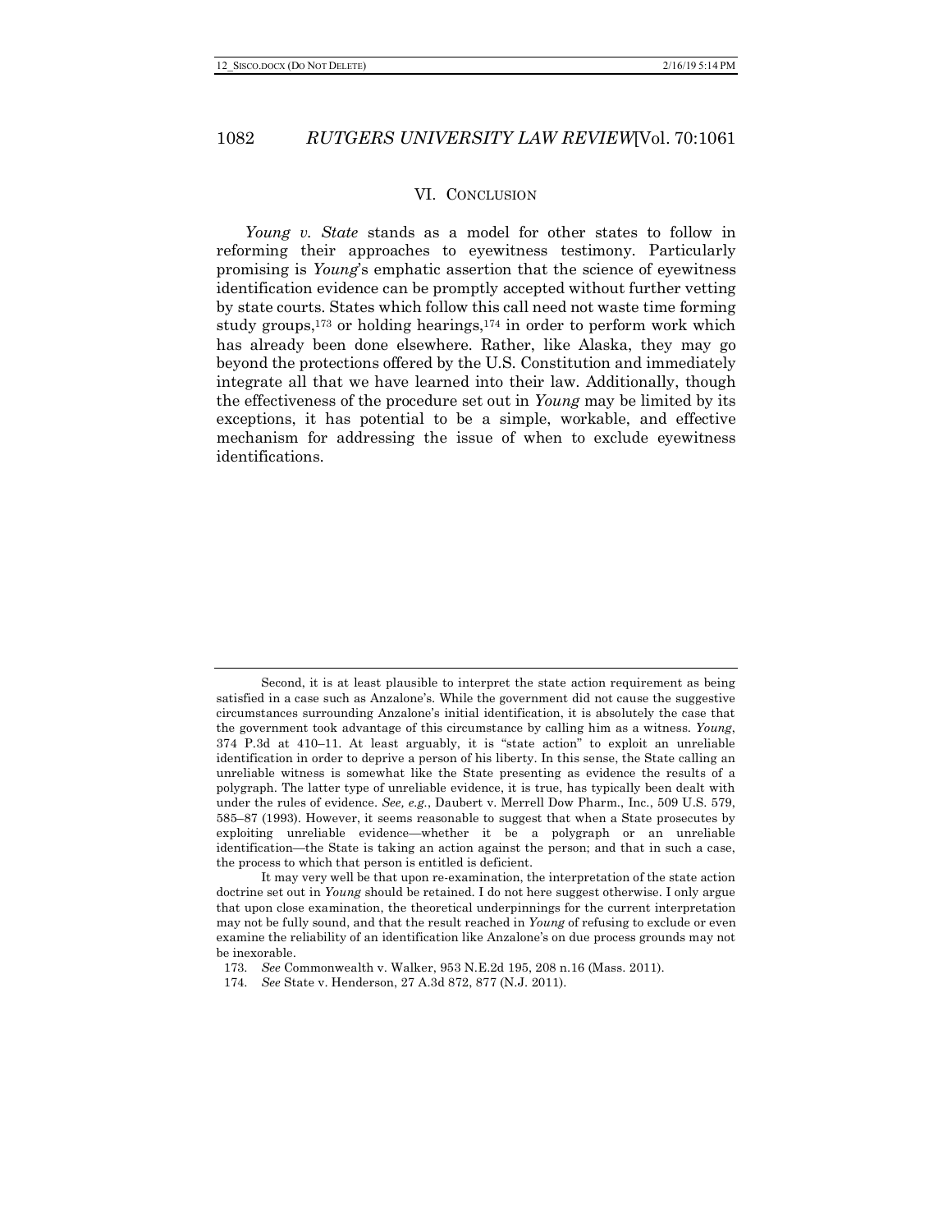## VI. Conclusion

*Young v. State* stands as a model for other states to follow in reforming their approaches to eyewitness testimony. Particularly promising is *Young*'s emphatic assertion that the science of eyewitness identification evidence can be promptly accepted without further vetting by state courts. States which follow this call need not waste time forming study groups,[173] or holding hearings,[174] in order to perform work which has already been done elsewhere. Rather, like Alaska, they may go beyond the protections offered by the U.S. Constitution and immediately integrate all that we have learned into their law. Additionally, though the effectiveness of the procedure set out in *Young* may be limited by its exceptions, it has potential to be a simple, workable, and effective mechanism for addressing the issue of when to exclude eyewitness identifications.

---

Second, it is at least plausible to interpret the state action requirement as being satisfied in a case such as Anzalone's. While the government did not cause the suggestive circumstances surrounding Anzalone's initial identification, it is absolutely the case that the government took advantage of this circumstance by calling him as a witness. *Young*, 374 P.3d at 410–11. At least arguably, it is "state action" to exploit an unreliable identification in order to deprive a person of his liberty. In this sense, the State calling an unreliable witness is somewhat like the State presenting as evidence the results of a polygraph. The latter type of unreliable evidence, it is true, has typically been dealt with under the rules of evidence. *See, e.g.*, Daubert v. Merrell Dow Pharm., Inc., 509 U.S. 579, 585–87 (1993). However, it seems reasonable to suggest that when a State prosecutes by exploiting unreliable evidence—whether it be a polygraph or an unreliable identification—the State is taking an action against the person; and that in such a case, the process to which that person is entitled is deficient.

It may very well be that upon re-examination, the interpretation of the state action doctrine set out in *Young* should be retained. I do not here suggest otherwise. I only argue that upon close examination, the theoretical underpinnings for the current interpretation may not be fully sound, and that the result reached in *Young* of refusing to exclude or even examine the reliability of an identification like Anzalone's on due process grounds may not be inexorable.

173. *See* Commonwealth v. Walker, 953 N.E.2d 195, 208 n.16 (Mass. 2011).

174. *See* State v. Henderson, 27 A.3d 872, 877 (N.J. 2011).